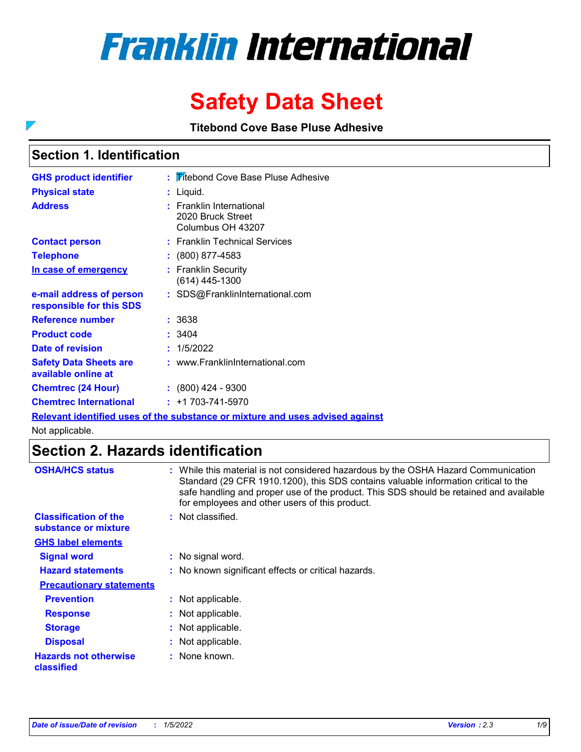# Franklin International

# Safety Data Sheet

**Titebond Cove Base Pluse Adhesive**

## Section 1. Identification

| | | |
|---|---|---|
| **GHS product identifier** | : | Titebond Cove Base Pluse Adhesive |
| **Physical state** | : | Liquid. |
| **Address** | : | Franklin International<br>2020 Bruck Street<br>Columbus OH 43207 |
| **Contact person** | : | Franklin Technical Services |
| **Telephone** | : | (800) 877-4583 |
| **In case of emergency** | : | Franklin Security<br>(614) 445-1300 |
| **e-mail address of person responsible for this SDS** | : | SDS@FranklinInternational.com |
| **Reference number** | : | 3638 |
| **Product code** | : | 3404 |
| **Date of revision** | : | 1/5/2022 |
| **Safety Data Sheets are available online at** | : | www.FranklinInternational.com |
| **Chemtrec (24 Hour)** | : | (800) 424 - 9300 |
| **Chemtrec International** | : | +1 703-741-5970 |

**Relevant identified uses of the substance or mixture and uses advised against**

Not applicable.

## Section 2. Hazards identification

| | | |
|---|---|---|
| **OSHA/HCS status** | : | While this material is not considered hazardous by the OSHA Hazard Communication Standard (29 CFR 1910.1200), this SDS contains valuable information critical to the safe handling and proper use of the product. This SDS should be retained and available for employees and other users of this product. |
| **Classification of the substance or mixture** | : | Not classified. |
| **GHS label elements** | | |
| **Signal word** | : | No signal word. |
| **Hazard statements** | : | No known significant effects or critical hazards. |
| **Precautionary statements** | | |
| **Prevention** | : | Not applicable. |
| **Response** | : | Not applicable. |
| **Storage** | : | Not applicable. |
| **Disposal** | : | Not applicable. |
| **Hazards not otherwise classified** | : | None known. |

*Date of issue/Date of revision : 1/5/2022 Version : 2.3*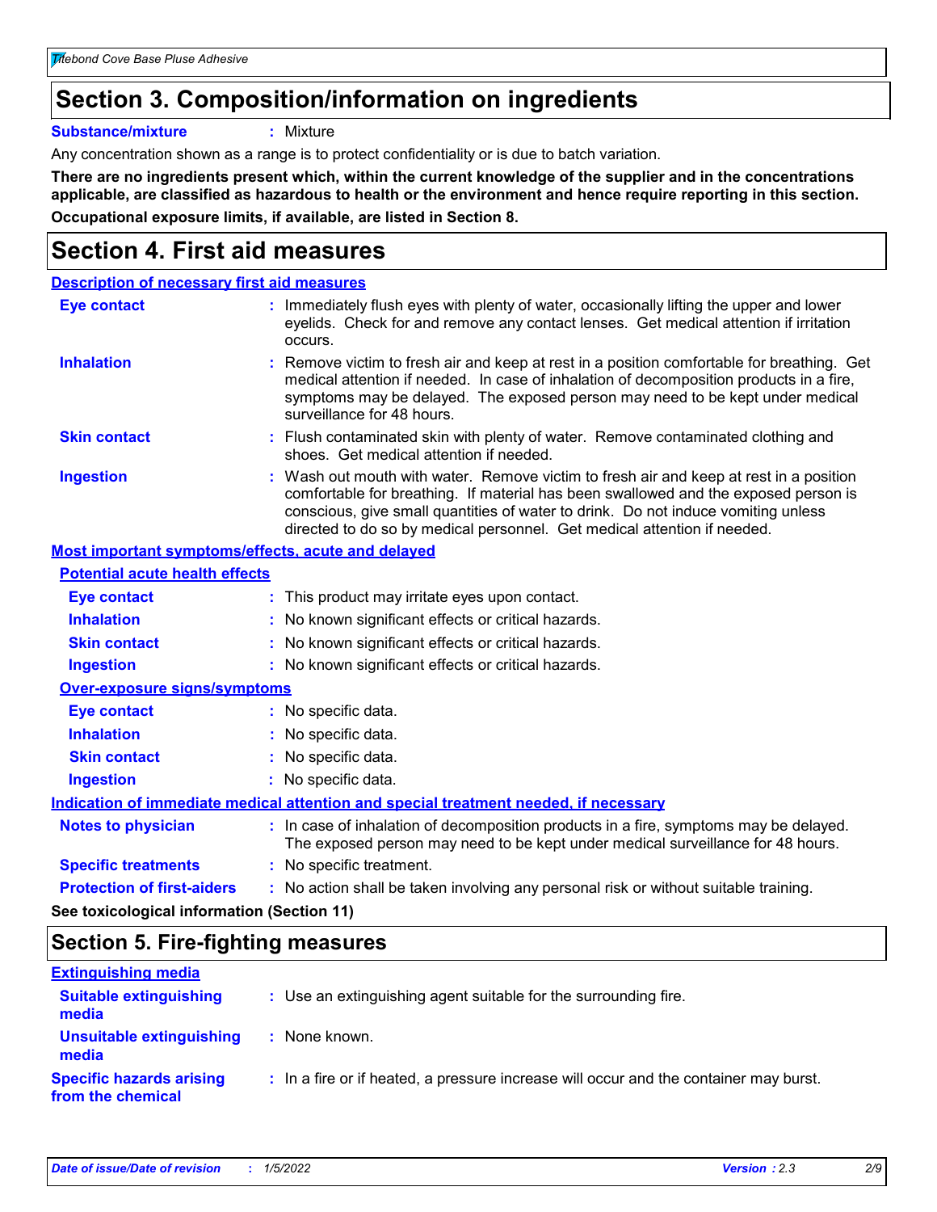# Section 3. Composition/information on ingredients

**Substance/mixture** : Mixture

Any concentration shown as a range is to protect confidentiality or is due to batch variation.

**There are no ingredients present which, within the current knowledge of the supplier and in the concentrations applicable, are classified as hazardous to health or the environment and hence require reporting in this section.**

**Occupational exposure limits, if available, are listed in Section 8.**

# Section 4. First aid measures

## Description of necessary first aid measures

**Eye contact** : Immediately flush eyes with plenty of water, occasionally lifting the upper and lower eyelids. Check for and remove any contact lenses. Get medical attention if irritation occurs.

**Inhalation** : Remove victim to fresh air and keep at rest in a position comfortable for breathing. Get medical attention if needed. In case of inhalation of decomposition products in a fire, symptoms may be delayed. The exposed person may need to be kept under medical surveillance for 48 hours.

**Skin contact** : Flush contaminated skin with plenty of water. Remove contaminated clothing and shoes. Get medical attention if needed.

**Ingestion** : Wash out mouth with water. Remove victim to fresh air and keep at rest in a position comfortable for breathing. If material has been swallowed and the exposed person is conscious, give small quantities of water to drink. Do not induce vomiting unless directed to do so by medical personnel. Get medical attention if needed.

## Most important symptoms/effects, acute and delayed

### Potential acute health effects

**Eye contact** : This product may irritate eyes upon contact.

**Inhalation** : No known significant effects or critical hazards.

**Skin contact** : No known significant effects or critical hazards.

**Ingestion** : No known significant effects or critical hazards.

### Over-exposure signs/symptoms

**Eye contact** : No specific data.

**Inhalation** : No specific data.

**Skin contact** : No specific data.

**Ingestion** : No specific data.

## Indication of immediate medical attention and special treatment needed, if necessary

**Notes to physician** : In case of inhalation of decomposition products in a fire, symptoms may be delayed. The exposed person may need to be kept under medical surveillance for 48 hours.

**Specific treatments** : No specific treatment.

**Protection of first-aiders** : No action shall be taken involving any personal risk or without suitable training.

**See toxicological information (Section 11)**

# Section 5. Fire-fighting measures

## Extinguishing media

**Suitable extinguishing media** : Use an extinguishing agent suitable for the surrounding fire.

**Unsuitable extinguishing media** : None known.

**Specific hazards arising from the chemical** : In a fire or if heated, a pressure increase will occur and the container may burst.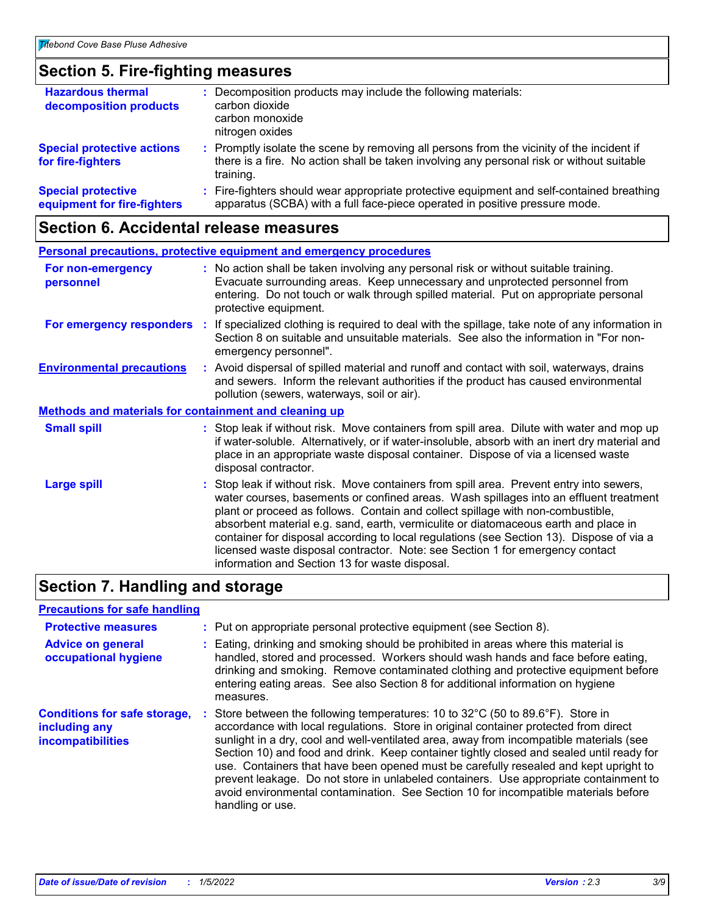## Section 5. Fire-fighting measures

**Hazardous thermal decomposition products** : Decomposition products may include the following materials:
carbon dioxide
carbon monoxide
nitrogen oxides

**Special protective actions for fire-fighters** : Promptly isolate the scene by removing all persons from the vicinity of the incident if there is a fire. No action shall be taken involving any personal risk or without suitable training.

**Special protective equipment for fire-fighters** : Fire-fighters should wear appropriate protective equipment and self-contained breathing apparatus (SCBA) with a full face-piece operated in positive pressure mode.

## Section 6. Accidental release measures

### Personal precautions, protective equipment and emergency procedures

**For non-emergency personnel** : No action shall be taken involving any personal risk or without suitable training. Evacuate surrounding areas. Keep unnecessary and unprotected personnel from entering. Do not touch or walk through spilled material. Put on appropriate personal protective equipment.

**For emergency responders** : If specialized clothing is required to deal with the spillage, take note of any information in Section 8 on suitable and unsuitable materials. See also the information in "For non-emergency personnel".

**Environmental precautions** : Avoid dispersal of spilled material and runoff and contact with soil, waterways, drains and sewers. Inform the relevant authorities if the product has caused environmental pollution (sewers, waterways, soil or air).

### Methods and materials for containment and cleaning up

**Small spill** : Stop leak if without risk. Move containers from spill area. Dilute with water and mop up if water-soluble. Alternatively, or if water-insoluble, absorb with an inert dry material and place in an appropriate waste disposal container. Dispose of via a licensed waste disposal contractor.

**Large spill** : Stop leak if without risk. Move containers from spill area. Prevent entry into sewers, water courses, basements or confined areas. Wash spillages into an effluent treatment plant or proceed as follows. Contain and collect spillage with non-combustible, absorbent material e.g. sand, earth, vermiculite or diatomaceous earth and place in container for disposal according to local regulations (see Section 13). Dispose of via a licensed waste disposal contractor. Note: see Section 1 for emergency contact information and Section 13 for waste disposal.

## Section 7. Handling and storage

### Precautions for safe handling

**Protective measures** : Put on appropriate personal protective equipment (see Section 8).

**Advice on general occupational hygiene** : Eating, drinking and smoking should be prohibited in areas where this material is handled, stored and processed. Workers should wash hands and face before eating, drinking and smoking. Remove contaminated clothing and protective equipment before entering eating areas. See also Section 8 for additional information on hygiene measures.

**Conditions for safe storage, including any incompatibilities** : Store between the following temperatures: 10 to 32°C (50 to 89.6°F). Store in accordance with local regulations. Store in original container protected from direct sunlight in a dry, cool and well-ventilated area, away from incompatible materials (see Section 10) and food and drink. Keep container tightly closed and sealed until ready for use. Containers that have been opened must be carefully resealed and kept upright to prevent leakage. Do not store in unlabeled containers. Use appropriate containment to avoid environmental contamination. See Section 10 for incompatible materials before handling or use.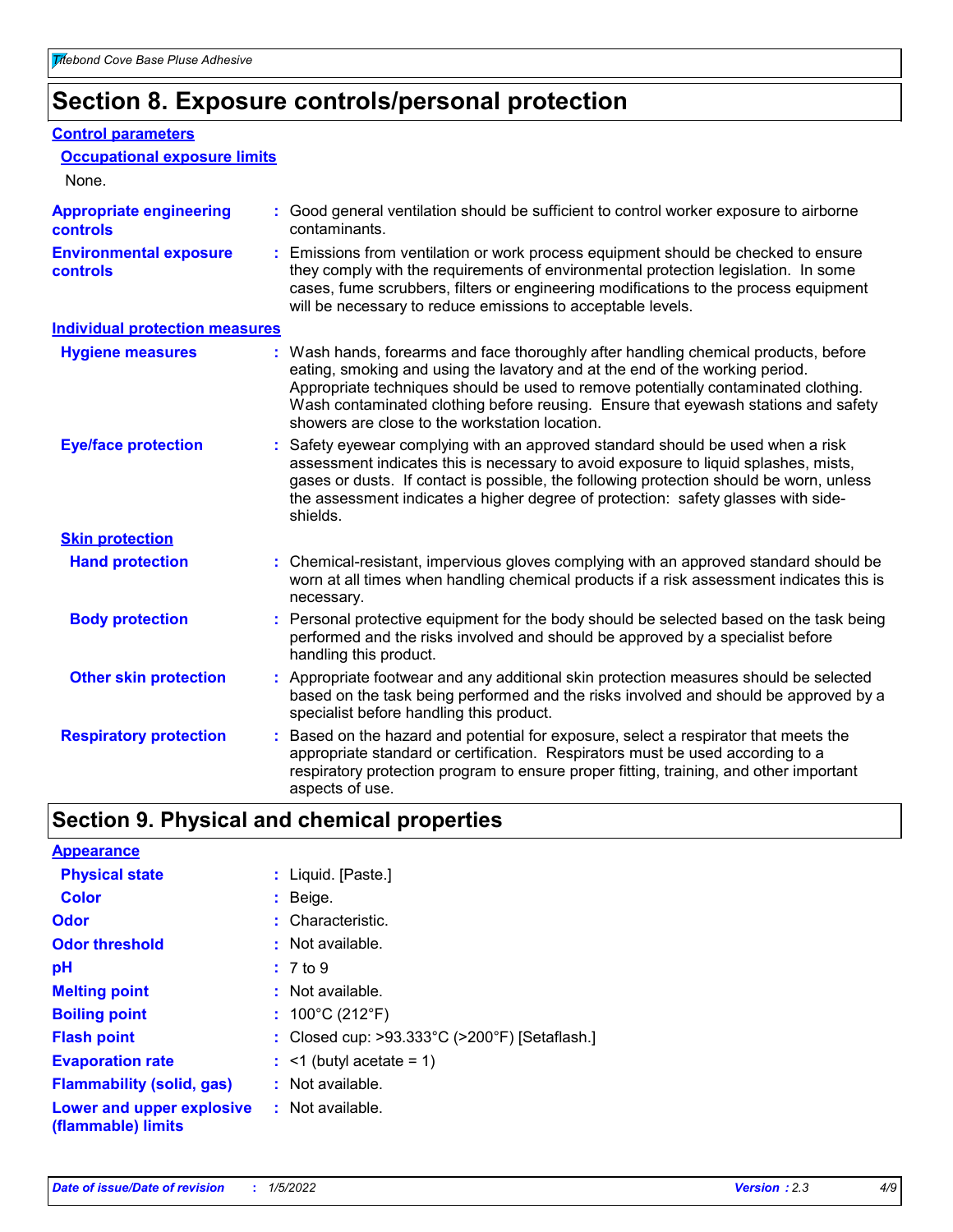## Section 8. Exposure controls/personal protection

### Control parameters

#### Occupational exposure limits

None.

**Appropriate engineering controls** : Good general ventilation should be sufficient to control worker exposure to airborne contaminants.

**Environmental exposure controls** : Emissions from ventilation or work process equipment should be checked to ensure they comply with the requirements of environmental protection legislation. In some cases, fume scrubbers, filters or engineering modifications to the process equipment will be necessary to reduce emissions to acceptable levels.

### Individual protection measures

**Hygiene measures** : Wash hands, forearms and face thoroughly after handling chemical products, before eating, smoking and using the lavatory and at the end of the working period. Appropriate techniques should be used to remove potentially contaminated clothing. Wash contaminated clothing before reusing. Ensure that eyewash stations and safety showers are close to the workstation location.

**Eye/face protection** : Safety eyewear complying with an approved standard should be used when a risk assessment indicates this is necessary to avoid exposure to liquid splashes, mists, gases or dusts. If contact is possible, the following protection should be worn, unless the assessment indicates a higher degree of protection: safety glasses with side-shields.

#### Skin protection

**Hand protection** : Chemical-resistant, impervious gloves complying with an approved standard should be worn at all times when handling chemical products if a risk assessment indicates this is necessary.

**Body protection** : Personal protective equipment for the body should be selected based on the task being performed and the risks involved and should be approved by a specialist before handling this product.

**Other skin protection** : Appropriate footwear and any additional skin protection measures should be selected based on the task being performed and the risks involved and should be approved by a specialist before handling this product.

**Respiratory protection** : Based on the hazard and potential for exposure, select a respirator that meets the appropriate standard or certification. Respirators must be used according to a respiratory protection program to ensure proper fitting, training, and other important aspects of use.

## Section 9. Physical and chemical properties

### Appearance

**Physical state** : Liquid. [Paste.]

**Color** : Beige.

**Odor** : Characteristic.

**Odor threshold** : Not available.

**pH** : 7 to 9

**Melting point** : Not available.

**Boiling point** : 100°C (212°F)

**Flash point** : Closed cup: >93.333°C (>200°F) [Setaflash.]

**Evaporation rate** : <1 (butyl acetate = 1)

**Flammability (solid, gas)** : Not available.

**Lower and upper explosive (flammable) limits** : Not available.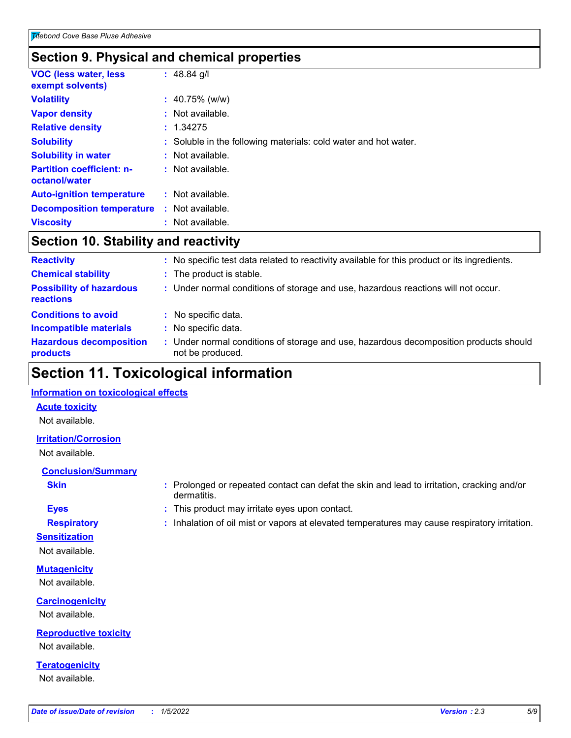## Section 9. Physical and chemical properties

| | |
|---|---|
| **VOC (less water, less exempt solvents)** | : 48.84 g/l |
| **Volatility** | : 40.75% (w/w) |
| **Vapor density** | : Not available. |
| **Relative density** | : 1.34275 |
| **Solubility** | : Soluble in the following materials: cold water and hot water. |
| **Solubility in water** | : Not available. |
| **Partition coefficient: n-octanol/water** | : Not available. |
| **Auto-ignition temperature** | : Not available. |
| **Decomposition temperature** | : Not available. |
| **Viscosity** | : Not available. |

## Section 10. Stability and reactivity

| | |
|---|---|
| **Reactivity** | : No specific test data related to reactivity available for this product or its ingredients. |
| **Chemical stability** | : The product is stable. |
| **Possibility of hazardous reactions** | : Under normal conditions of storage and use, hazardous reactions will not occur. |
| **Conditions to avoid** | : No specific data. |
| **Incompatible materials** | : No specific data. |
| **Hazardous decomposition products** | : Under normal conditions of storage and use, hazardous decomposition products should not be produced. |

## Section 11. Toxicological information

### Information on toxicological effects

#### Acute toxicity

Not available.

#### Irritation/Corrosion

Not available.

#### Conclusion/Summary

| | |
|---|---|
| **Skin** | : Prolonged or repeated contact can defat the skin and lead to irritation, cracking and/or dermatitis. |
| **Eyes** | : This product may irritate eyes upon contact. |
| **Respiratory** | : Inhalation of oil mist or vapors at elevated temperatures may cause respiratory irritation. |

#### Sensitization

Not available.

#### Mutagenicity

Not available.

#### Carcinogenicity

Not available.

#### Reproductive toxicity

Not available.

#### Teratogenicity

Not available.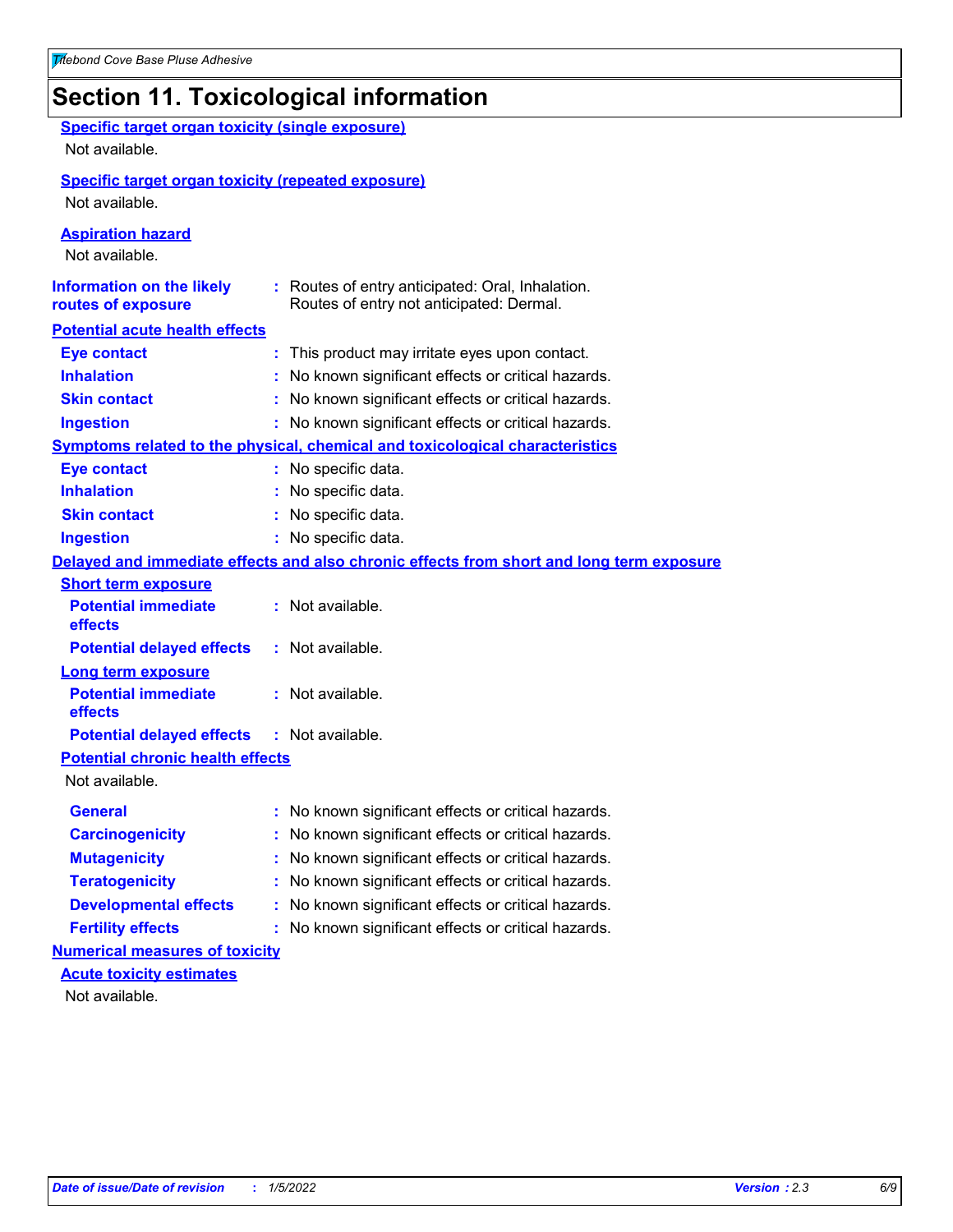# Section 11. Toxicological information

**Specific target organ toxicity (single exposure)**

Not available.

**Specific target organ toxicity (repeated exposure)**

Not available.

**Aspiration hazard**

Not available.

**Information on the likely routes of exposure** : Routes of entry anticipated: Oral, Inhalation. Routes of entry not anticipated: Dermal.

**Potential acute health effects**

**Eye contact** : This product may irritate eyes upon contact.

**Inhalation** : No known significant effects or critical hazards.

**Skin contact** : No known significant effects or critical hazards.

**Ingestion** : No known significant effects or critical hazards.

**Symptoms related to the physical, chemical and toxicological characteristics**

**Eye contact** : No specific data.

**Inhalation** : No specific data.

**Skin contact** : No specific data.

**Ingestion** : No specific data.

**Delayed and immediate effects and also chronic effects from short and long term exposure**

**Short term exposure**

**Potential immediate effects** : Not available.

**Potential delayed effects** : Not available.

**Long term exposure**

**Potential immediate effects** : Not available.

**Potential delayed effects** : Not available.

**Potential chronic health effects**

Not available.

**General** : No known significant effects or critical hazards.

**Carcinogenicity** : No known significant effects or critical hazards.

**Mutagenicity** : No known significant effects or critical hazards.

**Teratogenicity** : No known significant effects or critical hazards.

**Developmental effects** : No known significant effects or critical hazards.

**Fertility effects** : No known significant effects or critical hazards.

**Numerical measures of toxicity**

**Acute toxicity estimates**

Not available.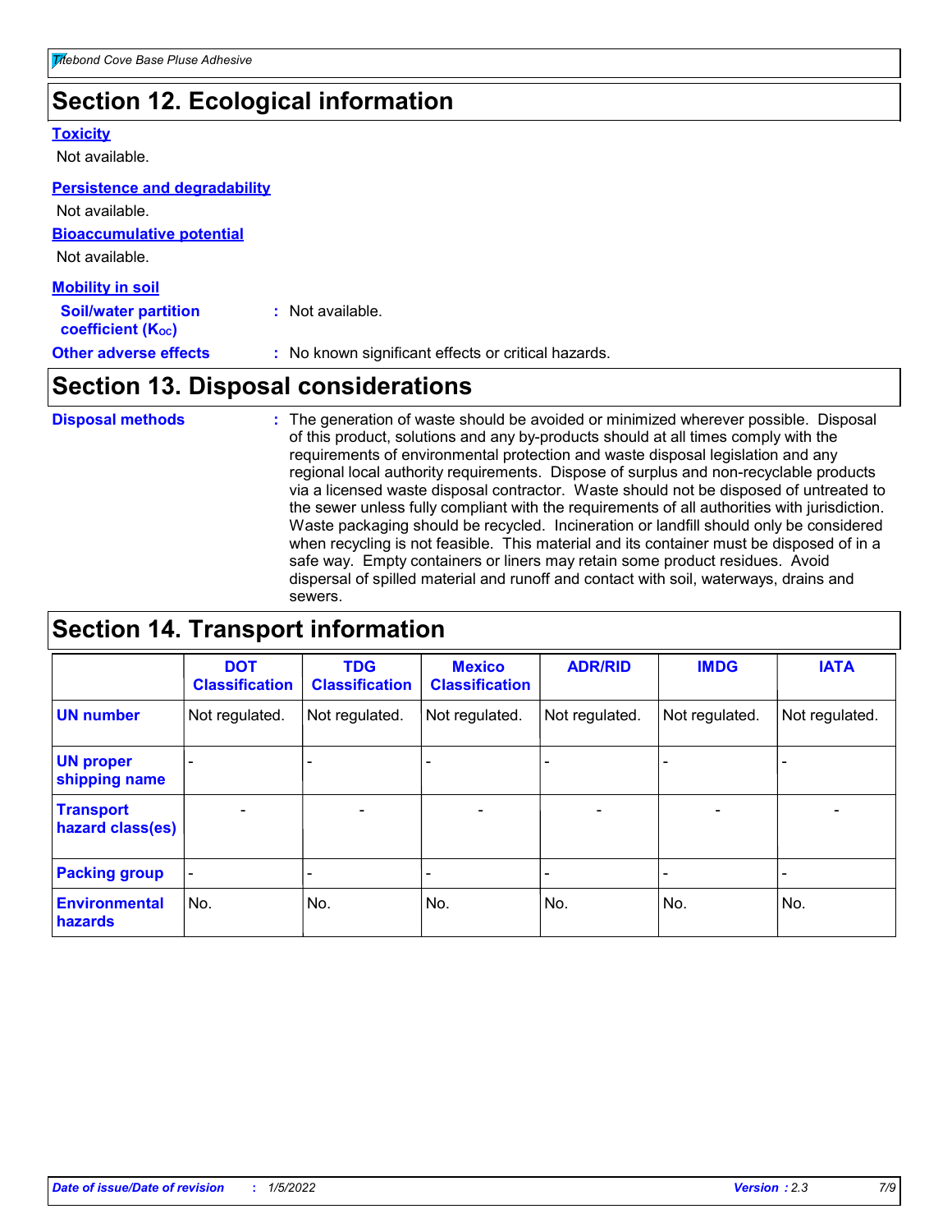## Section 12. Ecological information

**Toxicity**

Not available.

**Persistence and degradability**

Not available.

**Bioaccumulative potential**

Not available.

**Mobility in soil**

**Soil/water partition coefficient ($K_{OC}$)** : Not available.

**Other adverse effects** : No known significant effects or critical hazards.

## Section 13. Disposal considerations

**Disposal methods** : The generation of waste should be avoided or minimized wherever possible. Disposal of this product, solutions and any by-products should at all times comply with the requirements of environmental protection and waste disposal legislation and any regional local authority requirements. Dispose of surplus and non-recyclable products via a licensed waste disposal contractor. Waste should not be disposed of untreated to the sewer unless fully compliant with the requirements of all authorities with jurisdiction. Waste packaging should be recycled. Incineration or landfill should only be considered when recycling is not feasible. This material and its container must be disposed of in a safe way. Empty containers or liners may retain some product residues. Avoid dispersal of spilled material and runoff and contact with soil, waterways, drains and sewers.

## Section 14. Transport information

| | DOT Classification | TDG Classification | Mexico Classification | ADR/RID | IMDG | IATA |
|---|---|---|---|---|---|---|
| **UN number** | Not regulated. | Not regulated. | Not regulated. | Not regulated. | Not regulated. | Not regulated. |
| **UN proper shipping name** | - | - | - | - | - | - |
| **Transport hazard class(es)** | - | - | - | - | - | - |
| **Packing group** | - | - | - | - | - | - |
| **Environmental hazards** | No. | No. | No. | No. | No. | No. |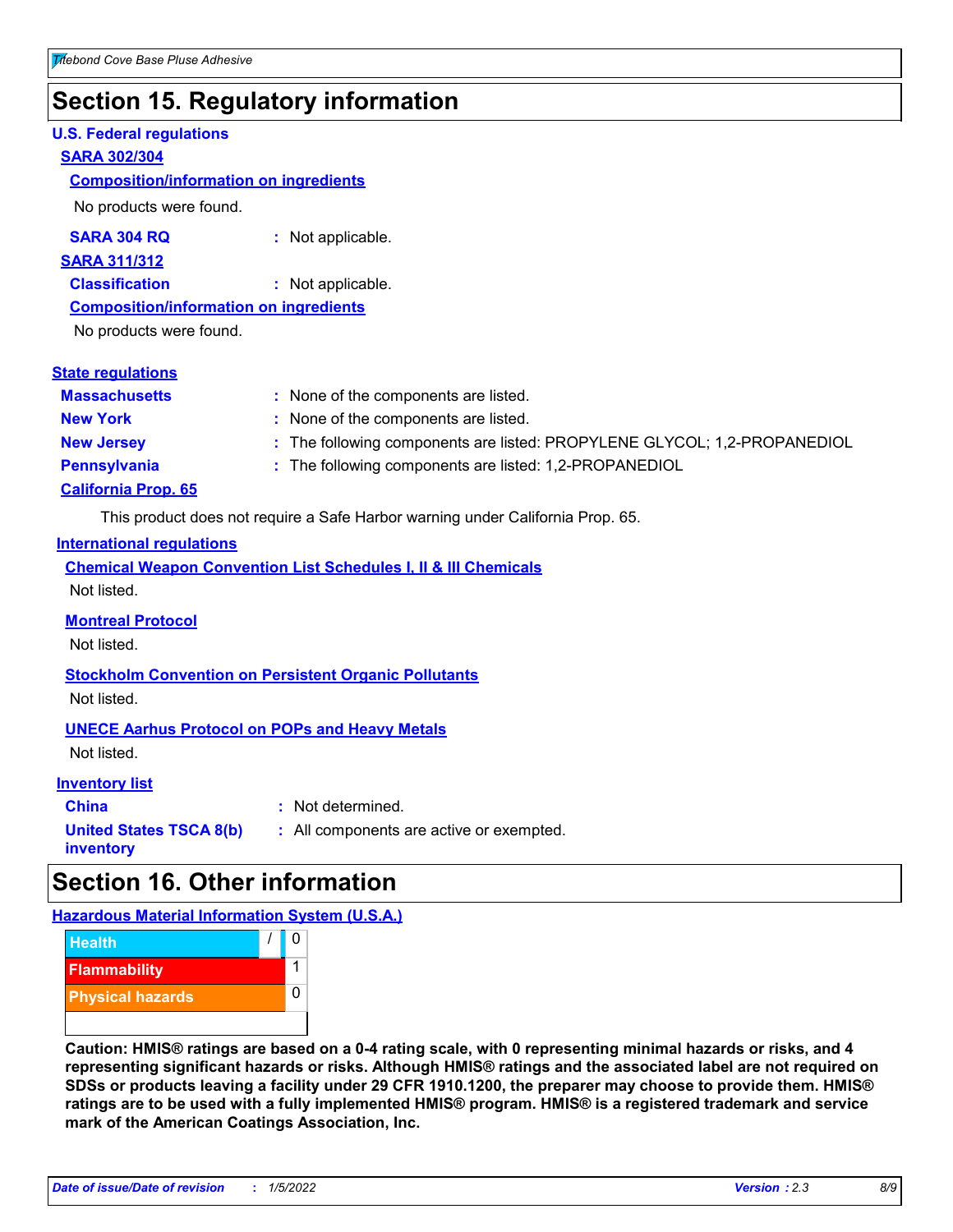# Section 15. Regulatory information

### U.S. Federal regulations

**SARA 302/304**

**Composition/information on ingredients**

No products were found.

**SARA 304 RQ** : Not applicable.

**SARA 311/312**

**Classification** : Not applicable.

**Composition/information on ingredients**

No products were found.

### State regulations

**Massachusetts** : None of the components are listed.

**New York** : None of the components are listed.

**New Jersey** : The following components are listed: PROPYLENE GLYCOL; 1,2-PROPANEDIOL

**Pennsylvania** : The following components are listed: 1,2-PROPANEDIOL

**California Prop. 65**

This product does not require a Safe Harbor warning under California Prop. 65.

### International regulations

**Chemical Weapon Convention List Schedules I, II & III Chemicals**

Not listed.

**Montreal Protocol**

Not listed.

**Stockholm Convention on Persistent Organic Pollutants**

Not listed.

**UNECE Aarhus Protocol on POPs and Heavy Metals**

Not listed.

### Inventory list

**China** : Not determined.

**United States TSCA 8(b) inventory** : All components are active or exempted.

# Section 16. Other information

### Hazardous Material Information System (U.S.A.)

| Hazard | Rating |
| --- | --- |
| Health | / 0 |
| Flammability | 1 |
| Physical hazards | 0 |

**Caution: HMIS® ratings are based on a 0-4 rating scale, with 0 representing minimal hazards or risks, and 4 representing significant hazards or risks. Although HMIS® ratings and the associated label are not required on SDSs or products leaving a facility under 29 CFR 1910.1200, the preparer may choose to provide them. HMIS® ratings are to be used with a fully implemented HMIS® program. HMIS® is a registered trademark and service mark of the American Coatings Association, Inc.**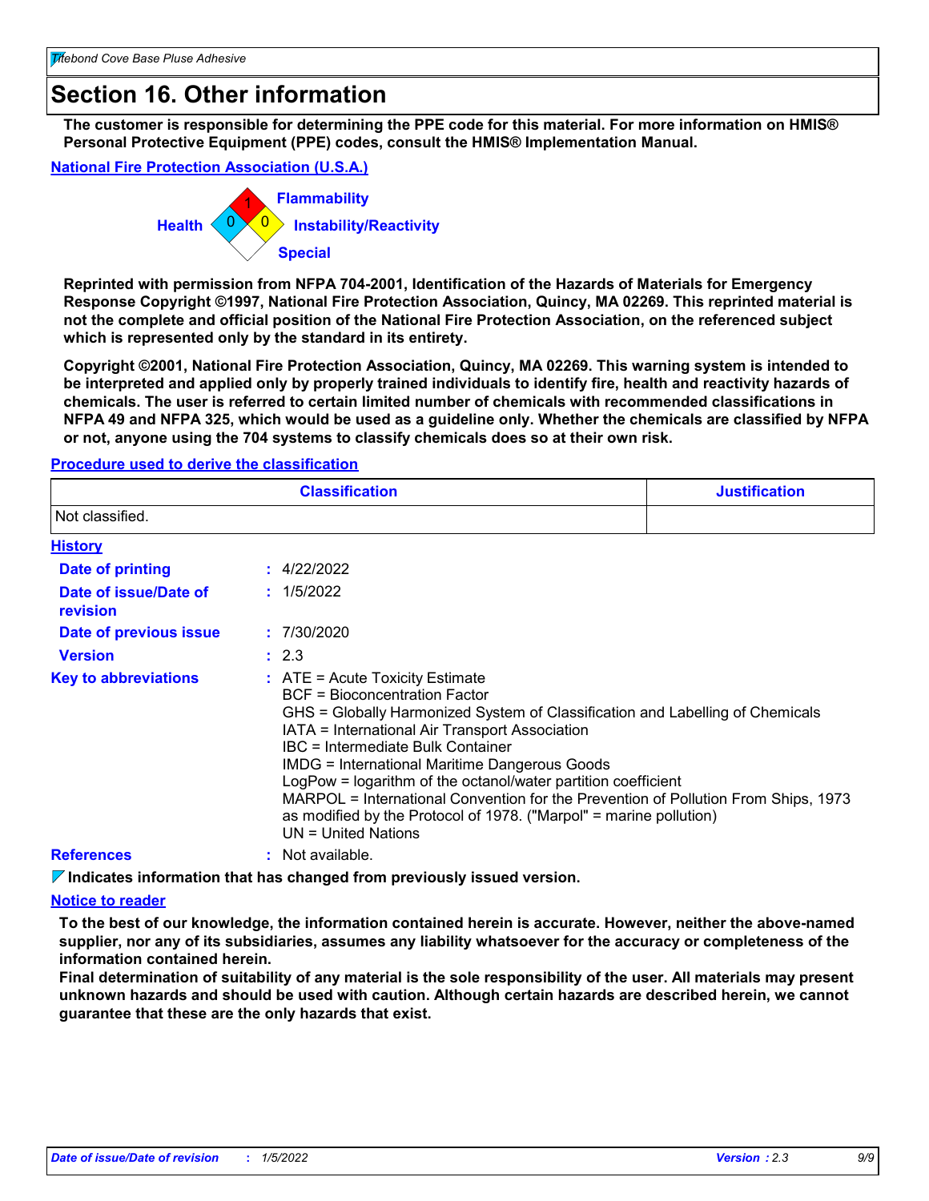# Section 16. Other information

**The customer is responsible for determining the PPE code for this material. For more information on HMIS® Personal Protective Equipment (PPE) codes, consult the HMIS® Implementation Manual.**

## National Fire Protection Association (U.S.A.)

Flammability: 1

Health: 0

Instability/Reactivity: 0

Special

**Reprinted with permission from NFPA 704-2001, Identification of the Hazards of Materials for Emergency Response Copyright ©1997, National Fire Protection Association, Quincy, MA 02269. This reprinted material is not the complete and official position of the National Fire Protection Association, on the referenced subject which is represented only by the standard in its entirety.**

**Copyright ©2001, National Fire Protection Association, Quincy, MA 02269. This warning system is intended to be interpreted and applied only by properly trained individuals to identify fire, health and reactivity hazards of chemicals. The user is referred to certain limited number of chemicals with recommended classifications in NFPA 49 and NFPA 325, which would be used as a guideline only. Whether the chemicals are classified by NFPA or not, anyone using the 704 systems to classify chemicals does so at their own risk.**

## Procedure used to derive the classification

| Classification | Justification |
|---|---|
| Not classified. | |

## History

**Date of printing** : 4/22/2022

**Date of issue/Date of revision** : 1/5/2022

**Date of previous issue** : 7/30/2020

**Version** : 2.3

**Key to abbreviations** :
ATE = Acute Toxicity Estimate
BCF = Bioconcentration Factor
GHS = Globally Harmonized System of Classification and Labelling of Chemicals
IATA = International Air Transport Association
IBC = Intermediate Bulk Container
IMDG = International Maritime Dangerous Goods
LogPow = logarithm of the octanol/water partition coefficient
MARPOL = International Convention for the Prevention of Pollution From Ships, 1973 as modified by the Protocol of 1978. ("Marpol" = marine pollution)
UN = United Nations

**References** : Not available.

**Indicates information that has changed from previously issued version.**

## Notice to reader

**To the best of our knowledge, the information contained herein is accurate. However, neither the above-named supplier, nor any of its subsidiaries, assumes any liability whatsoever for the accuracy or completeness of the information contained herein.**

**Final determination of suitability of any material is the sole responsibility of the user. All materials may present unknown hazards and should be used with caution. Although certain hazards are described herein, we cannot guarantee that these are the only hazards that exist.**